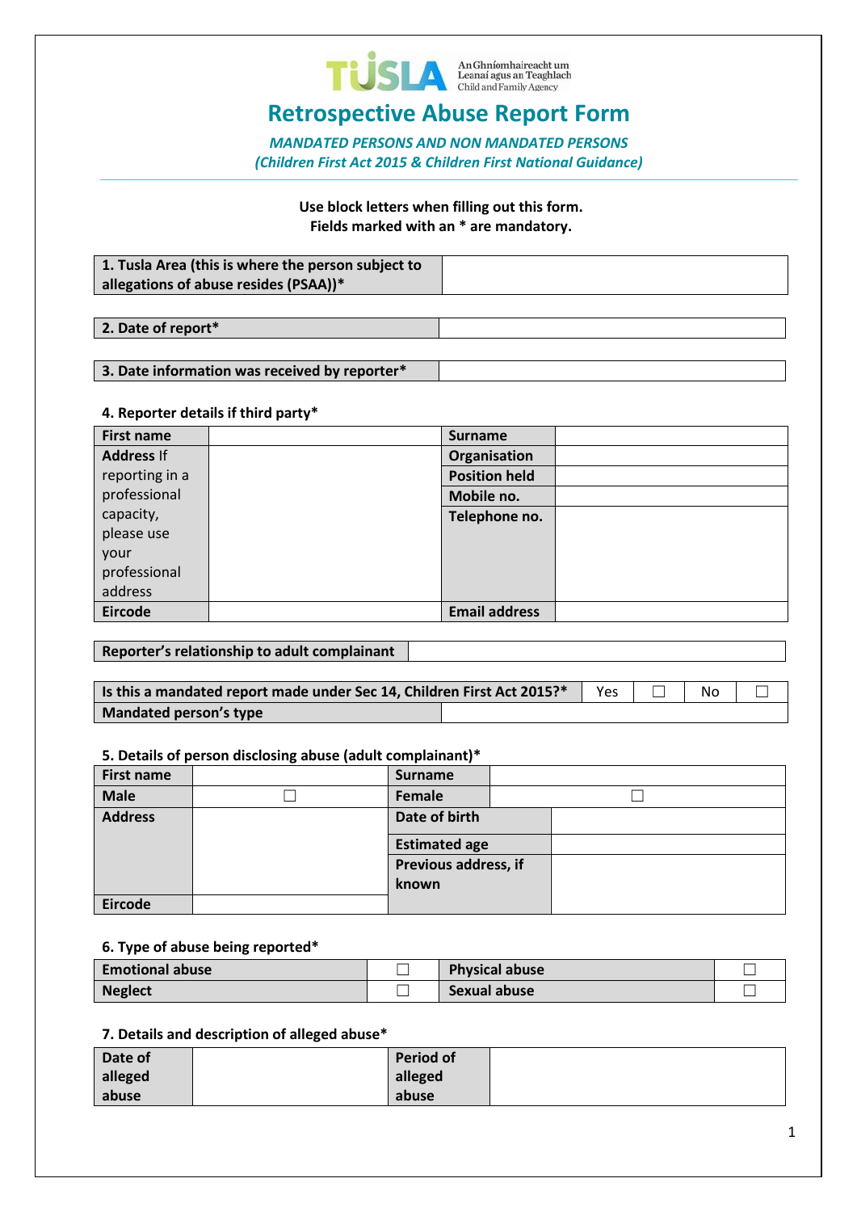TUSLA An Ghníomhaireacht um Leanaí agus an Teaghlach Child and Family Agency

# Retrospective Abuse Report Form

***MANDATED PERSONS AND NON MANDATED PERSONS***
***(Children First Act 2015 & Children First National Guidance)***

**Use block letters when filling out this form.**
**Fields marked with an * are mandatory.**

| **1. Tusla Area (this is where the person subject to allegations of abuse resides (PSAA))*** | |
|---|---|

| **2. Date of report*** | |
|---|---|

| **3. Date information was received by reporter*** | |
|---|---|

**4. Reporter details if third party***

| **First name** | | **Surname** | |
|---|---|---|---|
| **Address** If reporting in a professional capacity, please use your professional address | | **Organisation** | |
| | | **Position held** | |
| | | **Mobile no.** | |
| | | **Telephone no.** | |
| **Eircode** | | **Email address** | |

| **Reporter's relationship to adult complainant** | |
|---|---|

| **Is this a mandated report made under Sec 14, Children First Act 2015?*** | Yes | ☐ | No | ☐ |
|---|---|---|---|---|
| **Mandated person's type** | | | | |

**5. Details of person disclosing abuse (adult complainant)***

| **First name** | | **Surname** | |
|---|---|---|---|
| **Male** | ☐ | **Female** | ☐ |
| **Address** | | **Date of birth** | |
| | | **Estimated age** | |
| | | **Previous address, if known** | |
| **Eircode** | | | |

**6. Type of abuse being reported***

| **Emotional abuse** | ☐ | **Physical abuse** | ☐ |
|---|---|---|---|
| **Neglect** | ☐ | **Sexual abuse** | ☐ |

**7. Details and description of alleged abuse***

| **Date of alleged abuse** | | **Period of alleged abuse** | |
|---|---|---|---|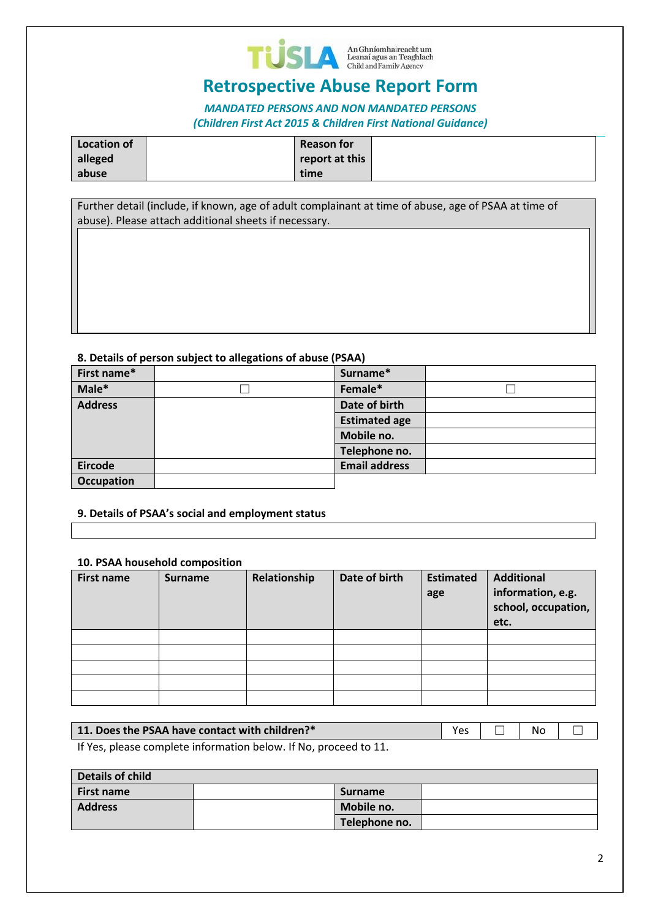An Ghníomhaireacht um Leanaí agus an Teaghlach
Child and Family Agency

# Retrospective Abuse Report Form

***MANDATED PERSONS AND NON MANDATED PERSONS***
***(Children First Act 2015 & Children First National Guidance)***

| **Location of alleged abuse** | | **Reason for report at this time** | |
|---|---|---|---|

| Further detail (include, if known, age of adult complainant at time of abuse, age of PSAA at time of abuse). Please attach additional sheets if necessary. |
|---|
| |

### 8. Details of person subject to allegations of abuse (PSAA)

| **First name*** | | **Surname*** | |
|---|---|---|---|
| **Male*** | ☐ | **Female*** | ☐ |
| **Address** | | **Date of birth** | |
| | | **Estimated age** | |
| | | **Mobile no.** | |
| | | **Telephone no.** | |
| **Eircode** | | **Email address** | |
| **Occupation** | | | |

### 9. Details of PSAA's social and employment status

| |
|---|
| |

### 10. PSAA household composition

| **First name** | **Surname** | **Relationship** | **Date of birth** | **Estimated age** | **Additional information, e.g. school, occupation, etc.** |
|---|---|---|---|---|---|
| | | | | | |
| | | | | | |
| | | | | | |
| | | | | | |
| | | | | | |

| **11. Does the PSAA have contact with children?*** | Yes | ☐ | No | ☐ |
|---|---|---|---|---|

If Yes, please complete information below. If No, proceed to 11.

| **Details of child** | | | |
|---|---|---|---|
| **First name** | | **Surname** | |
| **Address** | | **Mobile no.** | |
| | | **Telephone no.** | |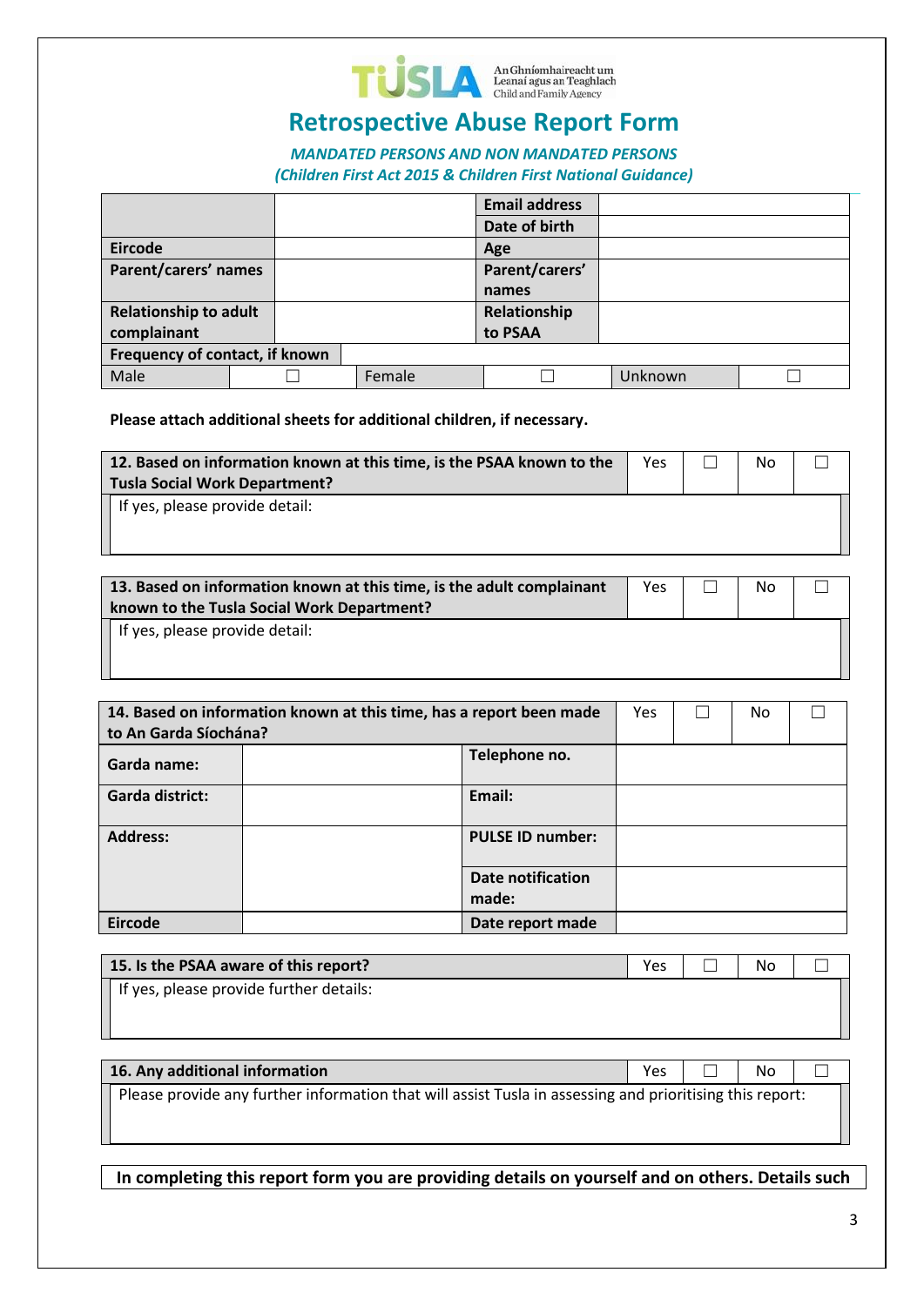# Retrospective Abuse Report Form

***MANDATED PERSONS AND NON MANDATED PERSONS***
***(Children First Act 2015 & Children First National Guidance)***

| | | Email address | |
|---|---|---|---|
| | | Date of birth | |
| Eircode | | Age | |
| Parent/carers' names | | Parent/carers' names | |
| Relationship to adult complainant | | Relationship to PSAA | |
| Frequency of contact, if known | | | |

| Male | ☐ | Female | ☐ | Unknown | ☐ |
|---|---|---|---|---|---|

**Please attach additional sheets for additional children, if necessary.**

| 12. Based on information known at this time, is the PSAA known to the Tusla Social Work Department? | Yes | ☐ | No | ☐ |
|---|---|---|---|---|
| If yes, please provide detail: | | | | |

| 13. Based on information known at this time, is the adult complainant known to the Tusla Social Work Department? | Yes | ☐ | No | ☐ |
|---|---|---|---|---|
| If yes, please provide detail: | | | | |

| 14. Based on information known at this time, has a report been made to An Garda Síochána? | | Yes ☐ | No ☐ |
|---|---|---|---|
| Garda name: | | Telephone no. | |
| Garda district: | | Email: | |
| Address: | | PULSE ID number: | |
| | | Date notification made: | |
| Eircode | | Date report made | |

| 15. Is the PSAA aware of this report? | Yes | ☐ | No | ☐ |
|---|---|---|---|---|
| If yes, please provide further details: | | | | |

| 16. Any additional information | Yes | ☐ | No | ☐ |
|---|---|---|---|---|
| Please provide any further information that will assist Tusla in assessing and prioritising this report: | | | | |

**In completing this report form you are providing details on yourself and on others. Details such**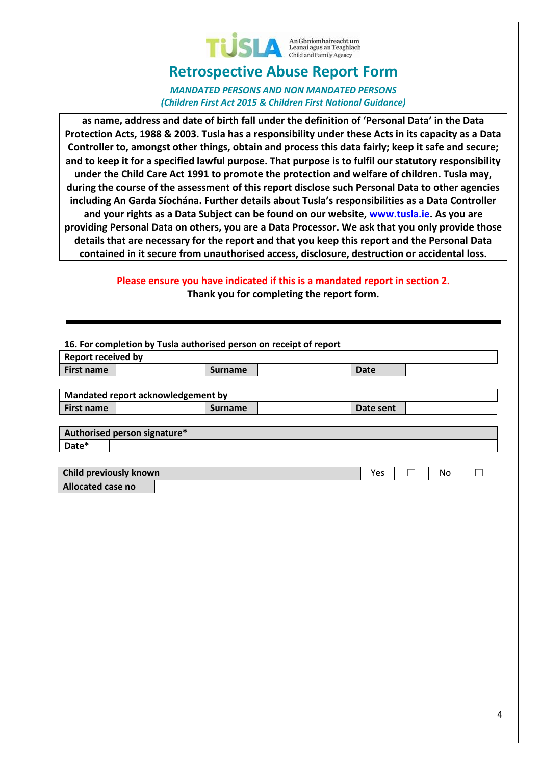# Retrospective Abuse Report Form

*MANDATED PERSONS AND NON MANDATED PERSONS*
*(Children First Act 2015 & Children First National Guidance)*

**as name, address and date of birth fall under the definition of 'Personal Data' in the Data Protection Acts, 1988 & 2003. Tusla has a responsibility under these Acts in its capacity as a Data Controller to, amongst other things, obtain and process this data fairly; keep it safe and secure; and to keep it for a specified lawful purpose. That purpose is to fulfil our statutory responsibility under the Child Care Act 1991 to promote the protection and welfare of children. Tusla may, during the course of the assessment of this report disclose such Personal Data to other agencies including An Garda Síochána. Further details about Tusla's responsibilities as a Data Controller and your rights as a Data Subject can be found on our website, www.tusla.ie. As you are providing Personal Data on others, you are a Data Processor. We ask that you only provide those details that are necessary for the report and that you keep this report and the Personal Data contained in it secure from unauthorised access, disclosure, destruction or accidental loss.**

**Please ensure you have indicated if this is a mandated report in section 2.**

**Thank you for completing the report form.**

---

**16. For completion by Tusla authorised person on receipt of report**

| **Report received by** | | | | | |
|---|---|---|---|---|---|
| **First name** | | **Surname** | | **Date** | |

| **Mandated report acknowledgement by** | | | | | |
|---|---|---|---|---|---|
| **First name** | | **Surname** | | **Date sent** | |

| **Authorised person signature*** | |
|---|---|
| **Date*** | |

| **Child previously known** | Yes | ☐ | No | ☐ |
|---|---|---|---|---|
| **Allocated case no** | | | | |